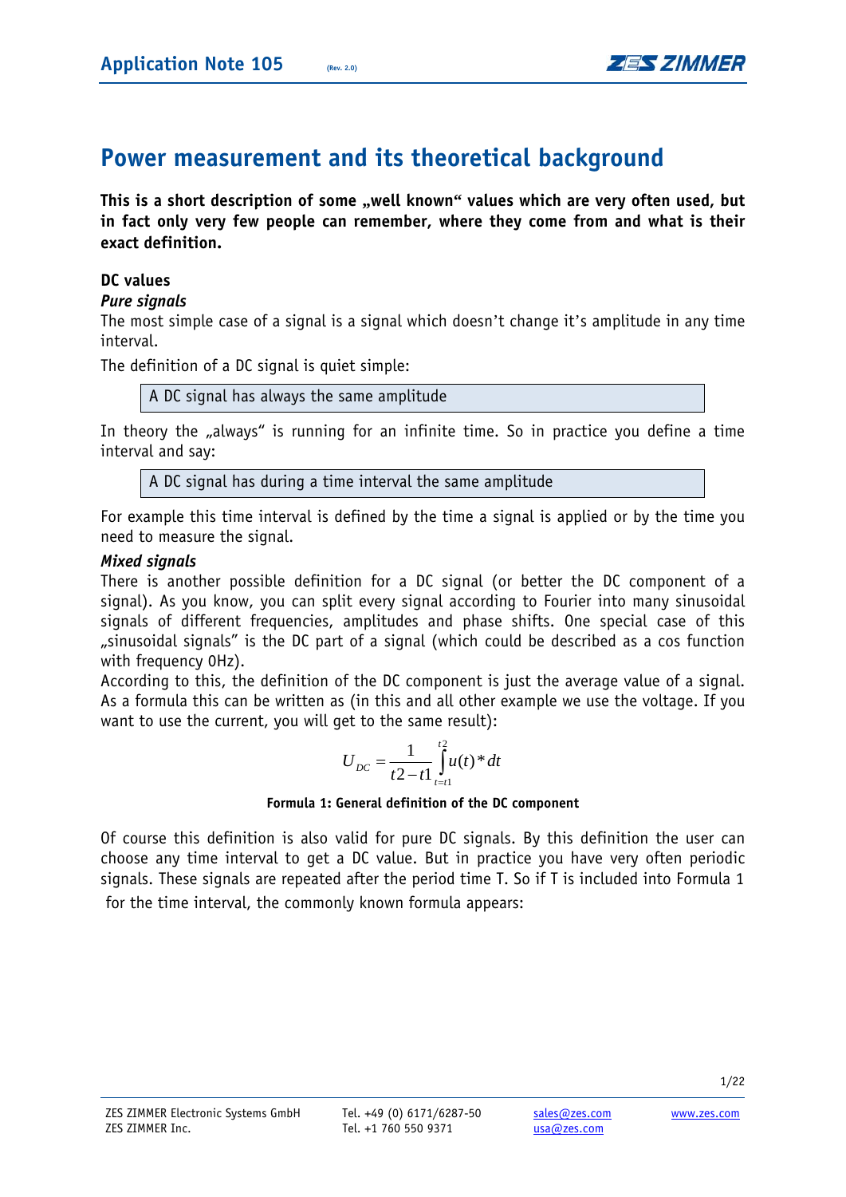# Power measurement and its theoretical background

**This is a short description of some „well known“ values which are very often used, but in fact only very few people can remember, where they come from and what is their exact definition.**

### DC values

#### *Pure signals*

The most simple case of a signal is a signal which doesn't change it's amplitude in any time interval.

The definition of a DC signal is quiet simple:

> A DC signal has always the same amplitude

In theory the „always“ is running for an infinite time. So in practice you define a time interval and say:

> A DC signal has during a time interval the same amplitude

For example this time interval is defined by the time a signal is applied or by the time you need to measure the signal.

#### *Mixed signals*

There is another possible definition for a DC signal (or better the DC component of a signal). As you know, you can split every signal according to Fourier into many sinusoidal signals of different frequencies, amplitudes and phase shifts. One special case of this „sinusoidal signals" is the DC part of a signal (which could be described as a cos function with frequency 0Hz).

According to this, the definition of the DC component is just the average value of a signal. As a formula this can be written as (in this and all other example we use the voltage. If you want to use the current, you will get to the same result):

$$U_{DC} = \frac{1}{t2 - t1} \int_{t=t1}^{t2} u(t) * dt$$

**Formula 1: General definition of the DC component**

Of course this definition is also valid for pure DC signals. By this definition the user can choose any time interval to get a DC value. But in practice you have very often periodic signals. These signals are repeated after the period time T. So if T is included into Formula 1 for the time interval, the commonly known formula appears: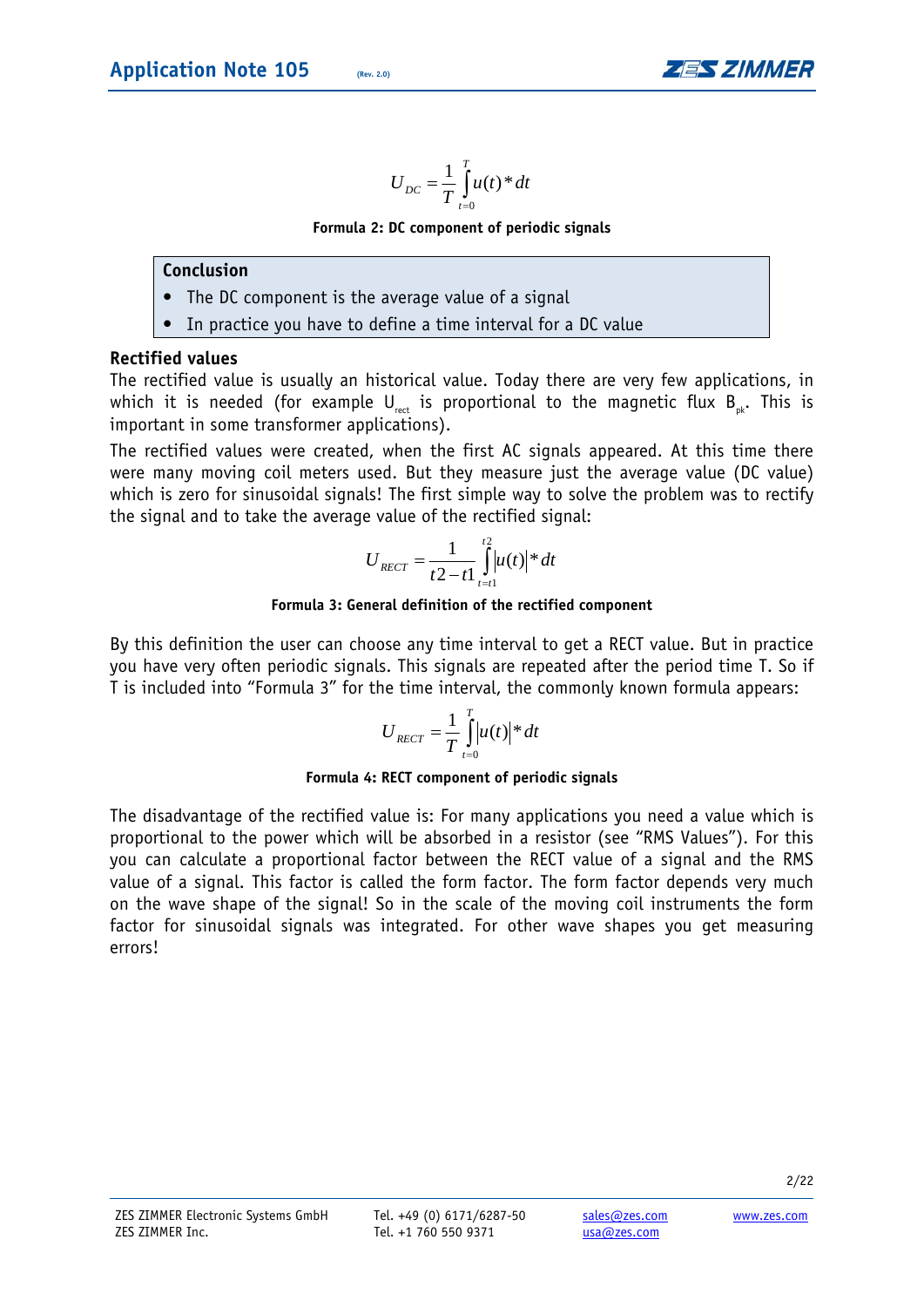$$U_{DC} = \frac{1}{T} \int_{t=0}^{T} u(t) * dt$$

**Formula 2: DC component of periodic signals**

> **Conclusion**
> - The DC component is the average value of a signal
> - In practice you have to define a time interval for a DC value

**Rectified values**

The rectified value is usually an historical value. Today there are very few applications, in which it is needed (for example $U_{rect}$ is proportional to the magnetic flux $B_{pk}$. This is important in some transformer applications).

The rectified values were created, when the first AC signals appeared. At this time there were many moving coil meters used. But they measure just the average value (DC value) which is zero for sinusoidal signals! The first simple way to solve the problem was to rectify the signal and to take the average value of the rectified signal:

$$U_{RECT} = \frac{1}{t2 - t1} \int_{t=t1}^{t2} |u(t)| * dt$$

**Formula 3: General definition of the rectified component**

By this definition the user can choose any time interval to get a RECT value. But in practice you have very often periodic signals. This signals are repeated after the period time T. So if T is included into "Formula 3" for the time interval, the commonly known formula appears:

$$U_{RECT} = \frac{1}{T} \int_{t=0}^{T} |u(t)| * dt$$

**Formula 4: RECT component of periodic signals**

The disadvantage of the rectified value is: For many applications you need a value which is proportional to the power which will be absorbed in a resistor (see "RMS Values"). For this you can calculate a proportional factor between the RECT value of a signal and the RMS value of a signal. This factor is called the form factor. The form factor depends very much on the wave shape of the signal! So in the scale of the moving coil instruments the form factor for sinusoidal signals was integrated. For other wave shapes you get measuring errors!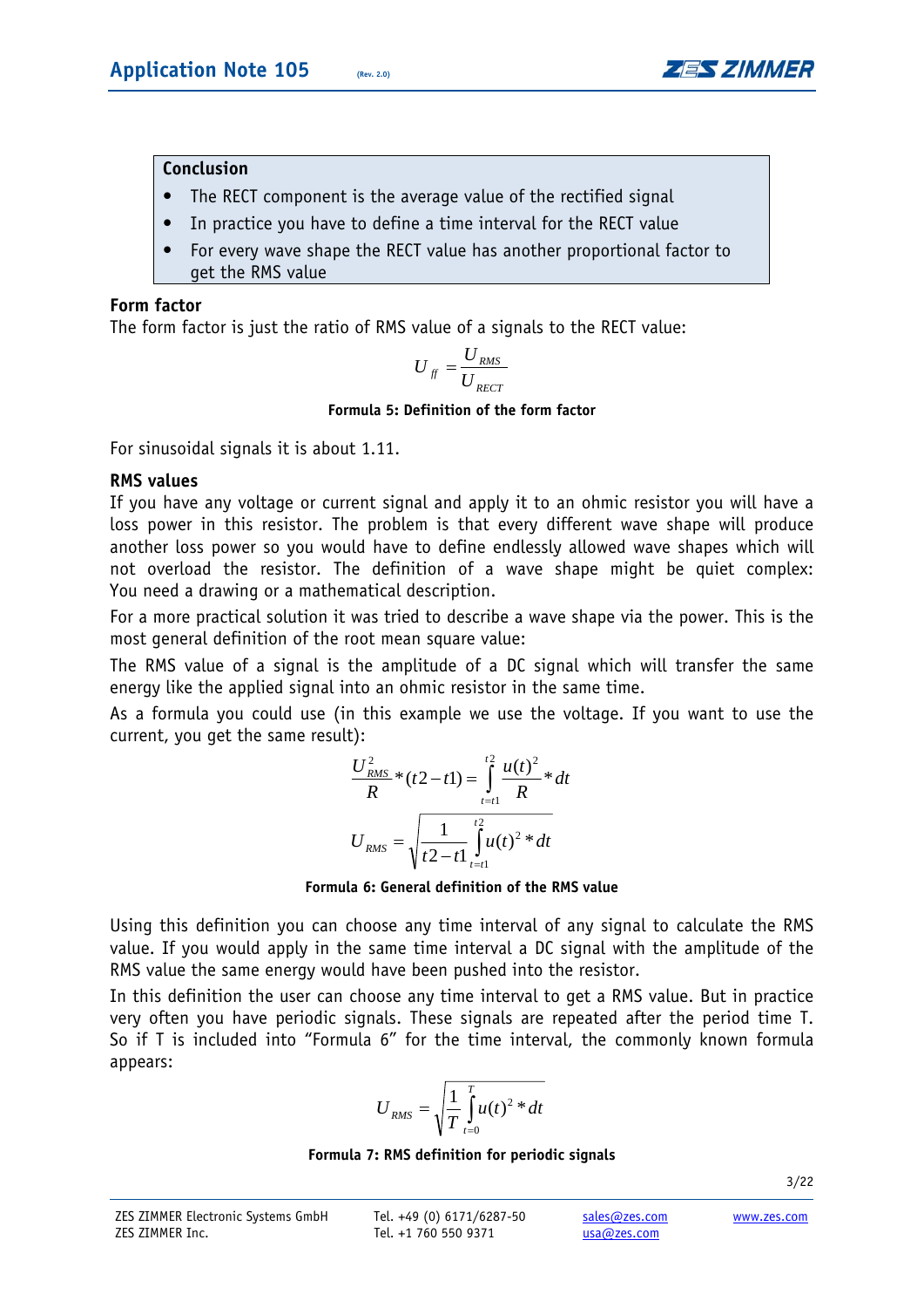**Conclusion**

- The RECT component is the average value of the rectified signal
- In practice you have to define a time interval for the RECT value
- For every wave shape the RECT value has another proportional factor to get the RMS value

### Form factor

The form factor is just the ratio of RMS value of a signals to the RECT value:

$$U_{ff} = \frac{U_{RMS}}{U_{RECT}}$$

**Formula 5: Definition of the form factor**

For sinusoidal signals it is about 1.11.

### RMS values

If you have any voltage or current signal and apply it to an ohmic resistor you will have a loss power in this resistor. The problem is that every different wave shape will produce another loss power so you would have to define endlessly allowed wave shapes which will not overload the resistor. The definition of a wave shape might be quiet complex: You need a drawing or a mathematical description.

For a more practical solution it was tried to describe a wave shape via the power. This is the most general definition of the root mean square value:

The RMS value of a signal is the amplitude of a DC signal which will transfer the same energy like the applied signal into an ohmic resistor in the same time.

As a formula you could use (in this example we use the voltage. If you want to use the current, you get the same result):

$$\frac{U_{RMS}^2}{R} * (t2 - t1) = \int_{t=t1}^{t2} \frac{u(t)^2}{R} * dt$$

$$U_{RMS} = \sqrt{\frac{1}{t2 - t1} \int_{t=t1}^{t2} u(t)^2 * dt}$$

**Formula 6: General definition of the RMS value**

Using this definition you can choose any time interval of any signal to calculate the RMS value. If you would apply in the same time interval a DC signal with the amplitude of the RMS value the same energy would have been pushed into the resistor.

In this definition the user can choose any time interval to get a RMS value. But in practice very often you have periodic signals. These signals are repeated after the period time T. So if T is included into “Formula 6” for the time interval, the commonly known formula appears:

$$U_{RMS} = \sqrt{\frac{1}{T} \int_{t=0}^{T} u(t)^2 * dt}$$

**Formula 7: RMS definition for periodic signals**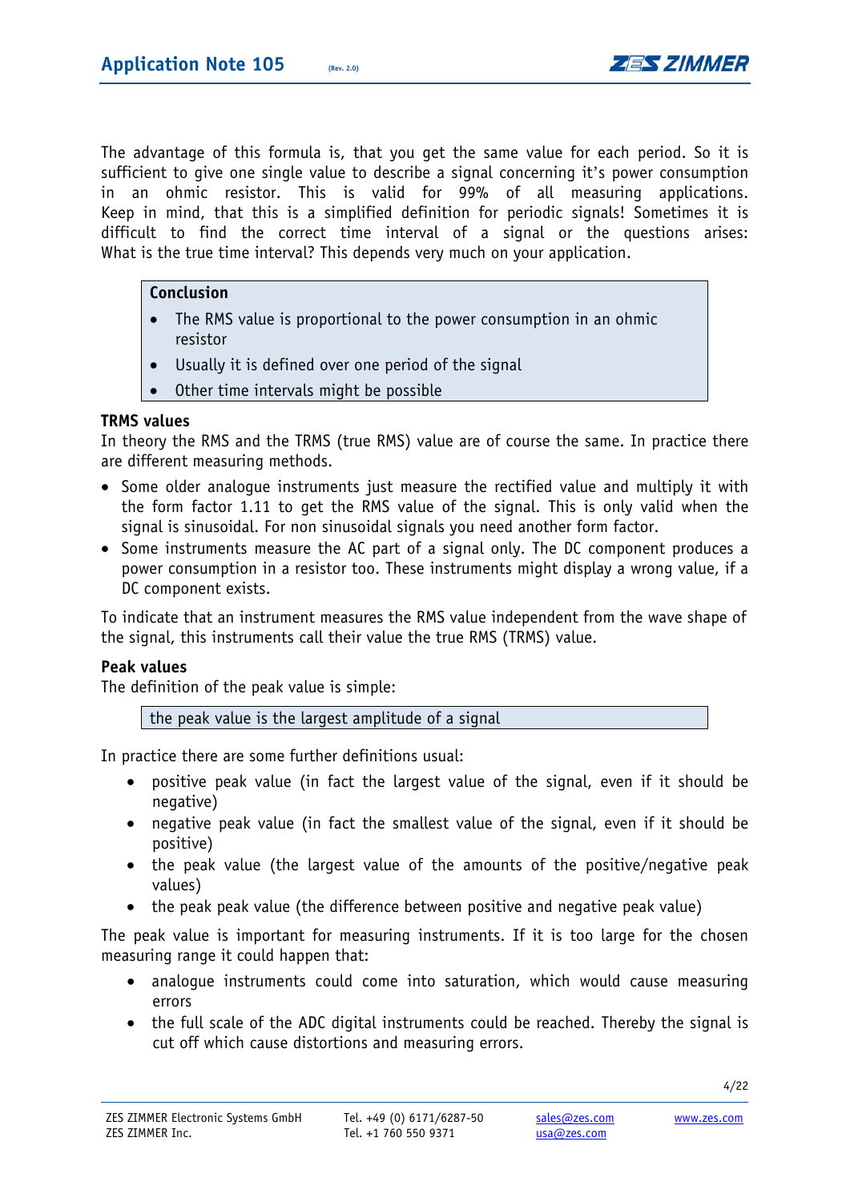The advantage of this formula is, that you get the same value for each period. So it is sufficient to give one single value to describe a signal concerning it's power consumption in an ohmic resistor. This is valid for 99% of all measuring applications. Keep in mind, that this is a simplified definition for periodic signals! Sometimes it is difficult to find the correct time interval of a signal or the questions arises: What is the true time interval? This depends very much on your application.

> **Conclusion**
> - The RMS value is proportional to the power consumption in an ohmic resistor
> - Usually it is defined over one period of the signal
> - Other time intervals might be possible

**TRMS values**

In theory the RMS and the TRMS (true RMS) value are of course the same. In practice there are different measuring methods.

- Some older analogue instruments just measure the rectified value and multiply it with the form factor 1.11 to get the RMS value of the signal. This is only valid when the signal is sinusoidal. For non sinusoidal signals you need another form factor.
- Some instruments measure the AC part of a signal only. The DC component produces a power consumption in a resistor too. These instruments might display a wrong value, if a DC component exists.

To indicate that an instrument measures the RMS value independent from the wave shape of the signal, this instruments call their value the true RMS (TRMS) value.

**Peak values**

The definition of the peak value is simple:

> the peak value is the largest amplitude of a signal

In practice there are some further definitions usual:

- positive peak value (in fact the largest value of the signal, even if it should be negative)
- negative peak value (in fact the smallest value of the signal, even if it should be positive)
- the peak value (the largest value of the amounts of the positive/negative peak values)
- the peak peak value (the difference between positive and negative peak value)

The peak value is important for measuring instruments. If it is too large for the chosen measuring range it could happen that:

- analogue instruments could come into saturation, which would cause measuring errors
- the full scale of the ADC digital instruments could be reached. Thereby the signal is cut off which cause distortions and measuring errors.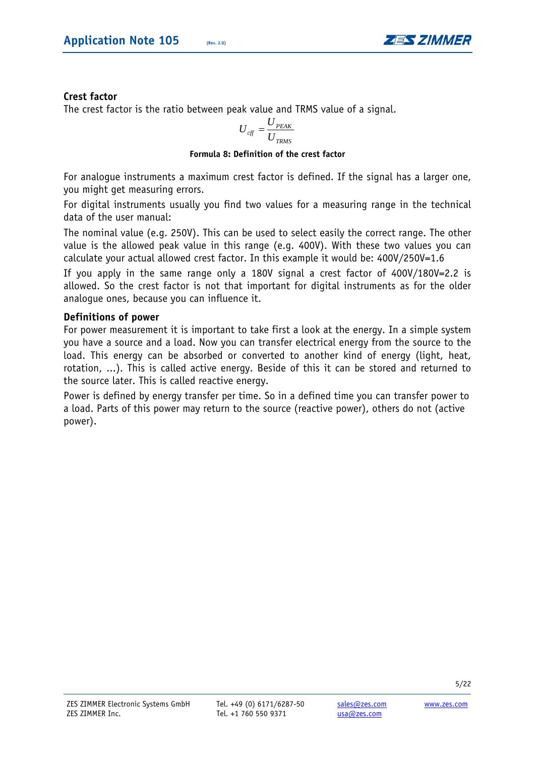## Crest factor

The crest factor is the ratio between peak value and TRMS value of a signal.

$$U_{cff} = \frac{U_{PEAK}}{U_{TRMS}}$$

**Formula 8: Definition of the crest factor**

For analogue instruments a maximum crest factor is defined. If the signal has a larger one, you might get measuring errors.

For digital instruments usually you find two values for a measuring range in the technical data of the user manual:

The nominal value (e.g. 250V). This can be used to select easily the correct range. The other value is the allowed peak value in this range (e.g. 400V). With these two values you can calculate your actual allowed crest factor. In this example it would be: 400V/250V=1.6

If you apply in the same range only a 180V signal a crest factor of 400V/180V=2.2 is allowed. So the crest factor is not that important for digital instruments as for the older analogue ones, because you can influence it.

## Definitions of power

For power measurement it is important to take first a look at the energy. In a simple system you have a source and a load. Now you can transfer electrical energy from the source to the load. This energy can be absorbed or converted to another kind of energy (light, heat, rotation, ...). This is called active energy. Beside of this it can be stored and returned to the source later. This is called reactive energy.

Power is defined by energy transfer per time. So in a defined time you can transfer power to a load. Parts of this power may return to the source (reactive power), others do not (active power).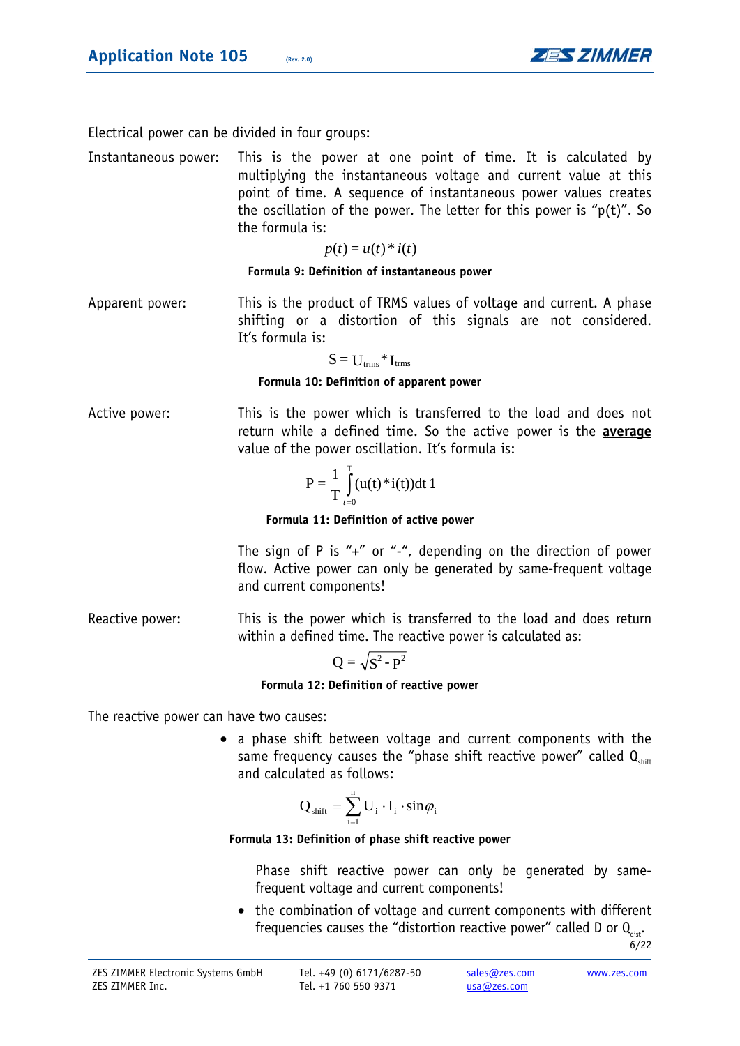Electrical power can be divided in four groups:

Instantaneous power: This is the power at one point of time. It is calculated by multiplying the instantaneous voltage and current value at this point of time. A sequence of instantaneous power values creates the oscillation of the power. The letter for this power is "p(t)". So the formula is:

$$p(t) = u(t) * i(t)$$

**Formula 9: Definition of instantaneous power**

Apparent power: This is the product of TRMS values of voltage and current. A phase shifting or a distortion of this signals are not considered. It's formula is:

$$S = U_{trms} * I_{trms}$$

**Formula 10: Definition of apparent power**

Active power: This is the power which is transferred to the load and does not return while a defined time. So the active power is the **average** value of the power oscillation. It's formula is:

$$P = \frac{1}{T} \int_{t=0}^{T} (u(t) * i(t)) dt \, 1$$

**Formula 11: Definition of active power**

The sign of P is "+" or "-", depending on the direction of power flow. Active power can only be generated by same-frequent voltage and current components!

Reactive power: This is the power which is transferred to the load and does return within a defined time. The reactive power is calculated as:

$$Q = \sqrt{S^2 - P^2}$$

**Formula 12: Definition of reactive power**

The reactive power can have two causes:

- a phase shift between voltage and current components with the same frequency causes the "phase shift reactive power" called $Q_{shift}$ and calculated as follows:

$$Q_{shift} = \sum_{i=1}^{n} U_i \cdot I_i \cdot \sin\varphi_i$$

**Formula 13: Definition of phase shift reactive power**

Phase shift reactive power can only be generated by same-frequent voltage and current components!

- the combination of voltage and current components with different frequencies causes the "distortion reactive power" called D or $Q_{dist}$.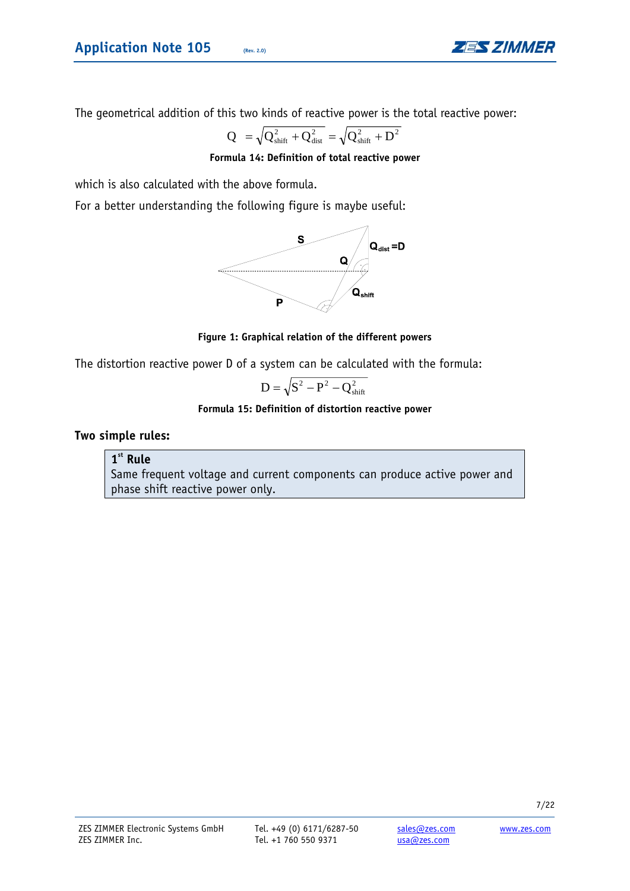The geometrical addition of this two kinds of reactive power is the total reactive power:

$$Q = \sqrt{Q_{shift}^2 + Q_{dist}^2} = \sqrt{Q_{shift}^2 + D^2}$$

**Formula 14: Definition of total reactive power**

which is also calculated with the above formula.

For a better understanding the following figure is maybe useful:

**Figure 1: Graphical relation of the different powers**

The distortion reactive power D of a system can be calculated with the formula:

$$D = \sqrt{S^2 - P^2 - Q_{shift}^2}$$

**Formula 15: Definition of distortion reactive power**

**Two simple rules:**

> **1st Rule**
> Same frequent voltage and current components can produce active power and phase shift reactive power only.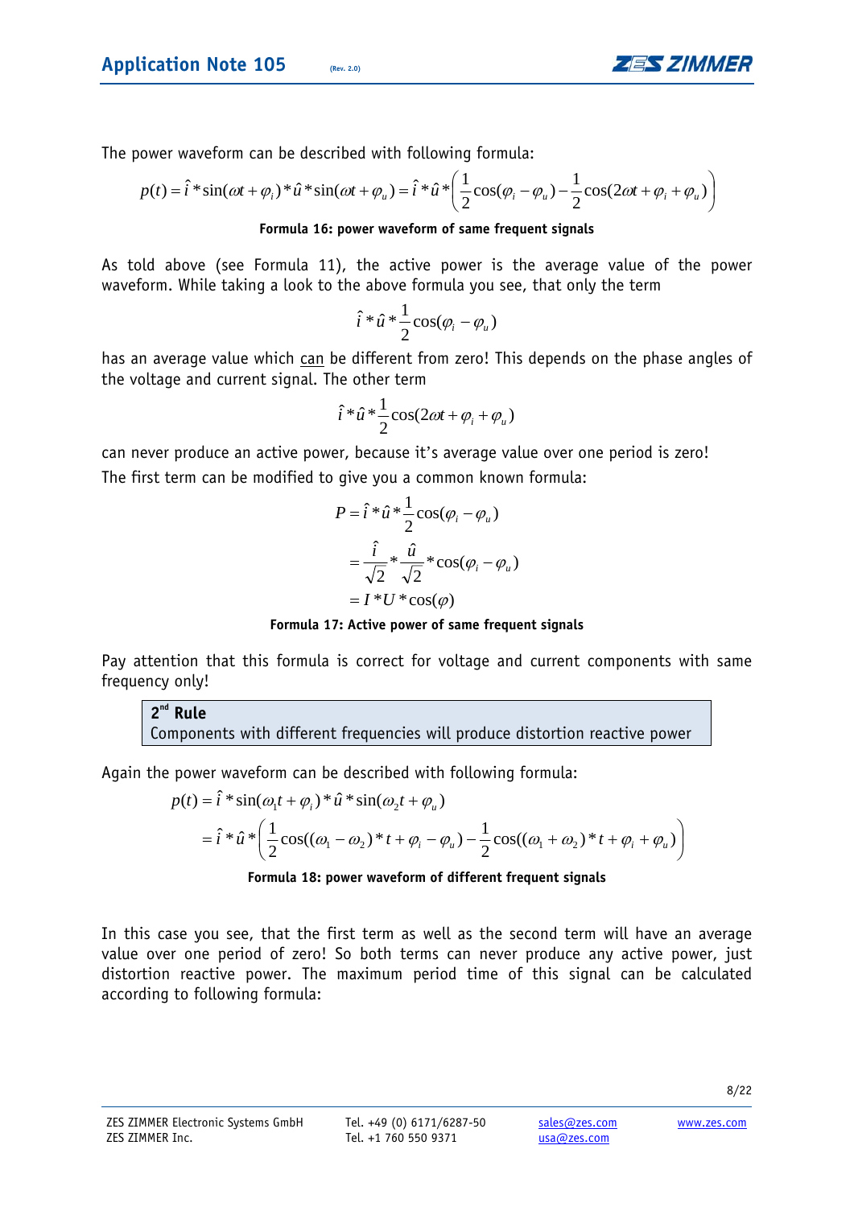The power waveform can be described with following formula:

$$p(t) = \hat{i} * \sin(\omega t + \varphi_i) * \hat{u} * \sin(\omega t + \varphi_u) = \hat{i} * \hat{u} * \left( \frac{1}{2}\cos(\varphi_i - \varphi_u) - \frac{1}{2}\cos(2\omega t + \varphi_i + \varphi_u) \right)$$

**Formula 16: power waveform of same frequent signals**

As told above (see Formula 11), the active power is the average value of the power waveform. While taking a look to the above formula you see, that only the term

$$\hat{i} * \hat{u} * \frac{1}{2}\cos(\varphi_i - \varphi_u)$$

has an average value which can be different from zero! This depends on the phase angles of the voltage and current signal. The other term

$$\hat{i} * \hat{u} * \frac{1}{2}\cos(2\omega t + \varphi_i + \varphi_u)$$

can never produce an active power, because it's average value over one period is zero!
The first term can be modified to give you a common known formula:

$$\begin{aligned} P &= \hat{i} * \hat{u} * \frac{1}{2}\cos(\varphi_i - \varphi_u) \\ &= \frac{\hat{i}}{\sqrt{2}} * \frac{\hat{u}}{\sqrt{2}} * \cos(\varphi_i - \varphi_u) \\ &= I * U * \cos(\varphi) \end{aligned}$$

**Formula 17: Active power of same frequent signals**

Pay attention that this formula is correct for voltage and current components with same frequency only!

> **2[nd] Rule**
> Components with different frequencies will produce distortion reactive power

Again the power waveform can be described with following formula:

$$\begin{aligned} p(t) &= \hat{i} * \sin(\omega_1 t + \varphi_i) * \hat{u} * \sin(\omega_2 t + \varphi_u) \\ &= \hat{i} * \hat{u} * \left( \frac{1}{2}\cos((\omega_1 - \omega_2) * t + \varphi_i - \varphi_u) - \frac{1}{2}\cos((\omega_1 + \omega_2) * t + \varphi_i + \varphi_u) \right) \end{aligned}$$

**Formula 18: power waveform of different frequent signals**

In this case you see, that the first term as well as the second term will have an average value over one period of zero! So both terms can never produce any active power, just distortion reactive power. The maximum period time of this signal can be calculated according to following formula: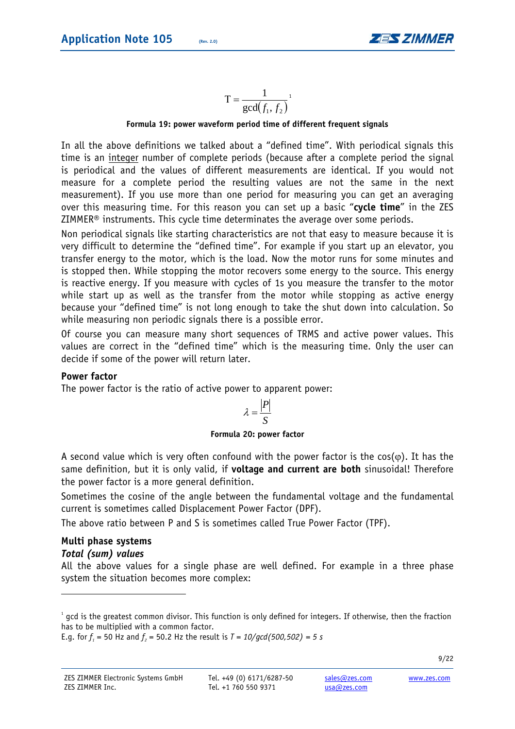$$T = \frac{1}{\gcd(f_1, f_2)}$$ [1]

**Formula 19: power waveform period time of different frequent signals**

In all the above definitions we talked about a "defined time". With periodical signals this time is an integer number of complete periods (because after a complete period the signal is periodical and the values of different measurements are identical. If you would not measure for a complete period the resulting values are not the same in the next measurement). If you use more than one period for measuring you can get an averaging over this measuring time. For this reason you can set up a basic "**cycle time**" in the ZES ZIMMER® instruments. This cycle time determinates the average over some periods.

Non periodical signals like starting characteristics are not that easy to measure because it is very difficult to determine the "defined time". For example if you start up an elevator, you transfer energy to the motor, which is the load. Now the motor runs for some minutes and is stopped then. While stopping the motor recovers some energy to the source. This energy is reactive energy. If you measure with cycles of 1s you measure the transfer to the motor while start up as well as the transfer from the motor while stopping as active energy because your "defined time" is not long enough to take the shut down into calculation. So while measuring non periodic signals there is a possible error.

Of course you can measure many short sequences of TRMS and active power values. This values are correct in the "defined time" which is the measuring time. Only the user can decide if some of the power will return later.

### Power factor

The power factor is the ratio of active power to apparent power:

$$\lambda = \frac{|P|}{S}$$

**Formula 20: power factor**

A second value which is very often confound with the power factor is the cos(φ). It has the same definition, but it is only valid, if **voltage and current are both** sinusoidal! Therefore the power factor is a more general definition.

Sometimes the cosine of the angle between the fundamental voltage and the fundamental current is sometimes called Displacement Power Factor (DPF).

The above ratio between P and S is sometimes called True Power Factor (TPF).

### Multi phase systems

#### *Total (sum) values*

All the above values for a single phase are well defined. For example in a three phase system the situation becomes more complex:

---

[1] gcd is the greatest common divisor. This function is only defined for integers. If otherwise, then the fraction has to be multiplied with a common factor.
E.g. for $f_1$ = 50 Hz and $f_2$ = 50.2 Hz the result is $T = 10/\gcd(500,502) = 5\ s$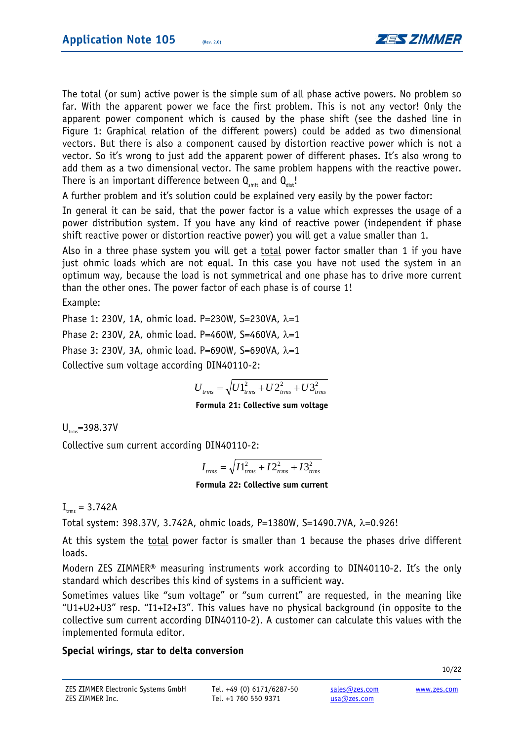The total (or sum) active power is the simple sum of all phase active powers. No problem so far. With the apparent power we face the first problem. This is not any vector! Only the apparent power component which is caused by the phase shift (see the dashed line in Figure 1: Graphical relation of the different powers) could be added as two dimensional vectors. But there is also a component caused by distortion reactive power which is not a vector. So it's wrong to just add the apparent power of different phases. It's also wrong to add them as a two dimensional vector. The same problem happens with the reactive power. There is an important difference between $Q_{shift}$ and $Q_{dist}$!

A further problem and it's solution could be explained very easily by the power factor:

In general it can be said, that the power factor is a value which expresses the usage of a power distribution system. If you have any kind of reactive power (independent if phase shift reactive power or distortion reactive power) you will get a value smaller than 1.

Also in a three phase system you will get a <u>total</u> power factor smaller than 1 if you have just ohmic loads which are not equal. In this case you have not used the system in an optimum way, because the load is not symmetrical and one phase has to drive more current than the other ones. The power factor of each phase is of course 1!

Example:

Phase 1: 230V, 1A, ohmic load. P=230W, S=230VA, $\lambda$=1

Phase 2: 230V, 2A, ohmic load. P=460W, S=460VA, $\lambda$=1

Phase 3: 230V, 3A, ohmic load. P=690W, S=690VA, $\lambda$=1

Collective sum voltage according DIN40110-2:

$$U_{trms} = \sqrt{U1_{trms}^2 + U2_{trms}^2 + U3_{trms}^2}$$

**Formula 21: Collective sum voltage**

$U_{trms}$=398.37V

Collective sum current according DIN40110-2:

$$I_{trms} = \sqrt{I1_{trms}^2 + I2_{trms}^2 + I3_{trms}^2}$$

**Formula 22: Collective sum current**

$I_{trms}$ = 3.742A

Total system: 398.37V, 3.742A, ohmic loads, P=1380W, S=1490.7VA, $\lambda$=0.926!

At this system the <u>total</u> power factor is smaller than 1 because the phases drive different loads.

Modern ZES ZIMMER® measuring instruments work according to DIN40110-2. It's the only standard which describes this kind of systems in a sufficient way.

Sometimes values like "sum voltage" or "sum current" are requested, in the meaning like "U1+U2+U3" resp. "I1+I2+I3". This values have no physical background (in opposite to the collective sum current according DIN40110-2). A customer can calculate this values with the implemented formula editor.

**Special wirings, star to delta conversion**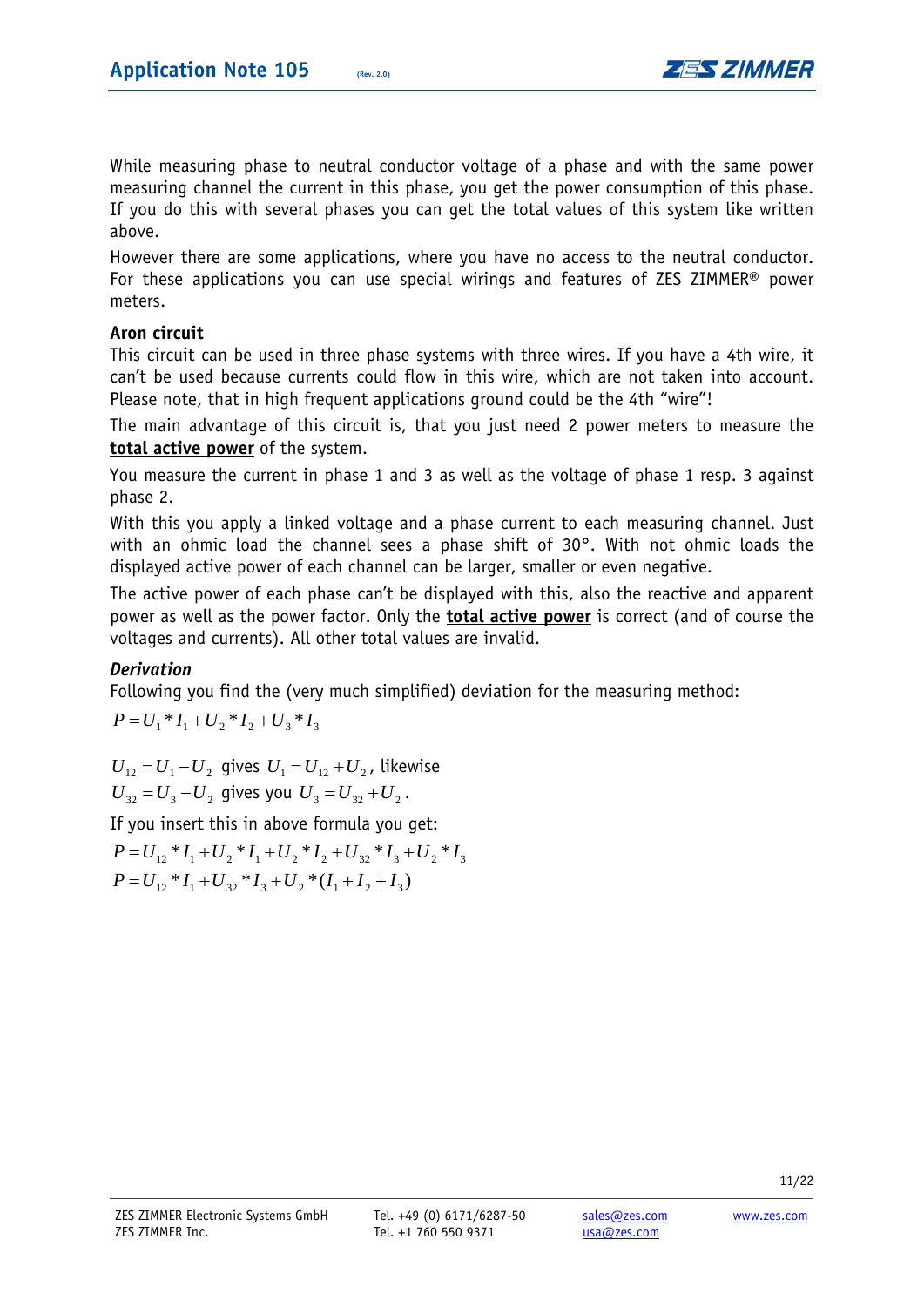While measuring phase to neutral conductor voltage of a phase and with the same power measuring channel the current in this phase, you get the power consumption of this phase. If you do this with several phases you can get the total values of this system like written above.

However there are some applications, where you have no access to the neutral conductor. For these applications you can use special wirings and features of ZES ZIMMER® power meters.

**Aron circuit**

This circuit can be used in three phase systems with three wires. If you have a 4th wire, it can't be used because currents could flow in this wire, which are not taken into account. Please note, that in high frequent applications ground could be the 4th "wire"!

The main advantage of this circuit is, that you just need 2 power meters to measure the **total active power** of the system.

You measure the current in phase 1 and 3 as well as the voltage of phase 1 resp. 3 against phase 2.

With this you apply a linked voltage and a phase current to each measuring channel. Just with an ohmic load the channel sees a phase shift of 30°. With not ohmic loads the displayed active power of each channel can be larger, smaller or even negative.

The active power of each phase can't be displayed with this, also the reactive and apparent power as well as the power factor. Only the **total active power** is correct (and of course the voltages and currents). All other total values are invalid.

***Derivation***

Following you find the (very much simplified) deviation for the measuring method:

$$P = U_1 * I_1 + U_2 * I_2 + U_3 * I_3$$

$U_{12} = U_1 - U_2$ gives $U_1 = U_{12} + U_2$, likewise
$U_{32} = U_3 - U_2$ gives you $U_3 = U_{32} + U_2$.

If you insert this in above formula you get:

$$P = U_{12} * I_1 + U_2 * I_1 + U_2 * I_2 + U_{32} * I_3 + U_2 * I_3$$

$$P = U_{12} * I_1 + U_{32} * I_3 + U_2 * (I_1 + I_2 + I_3)$$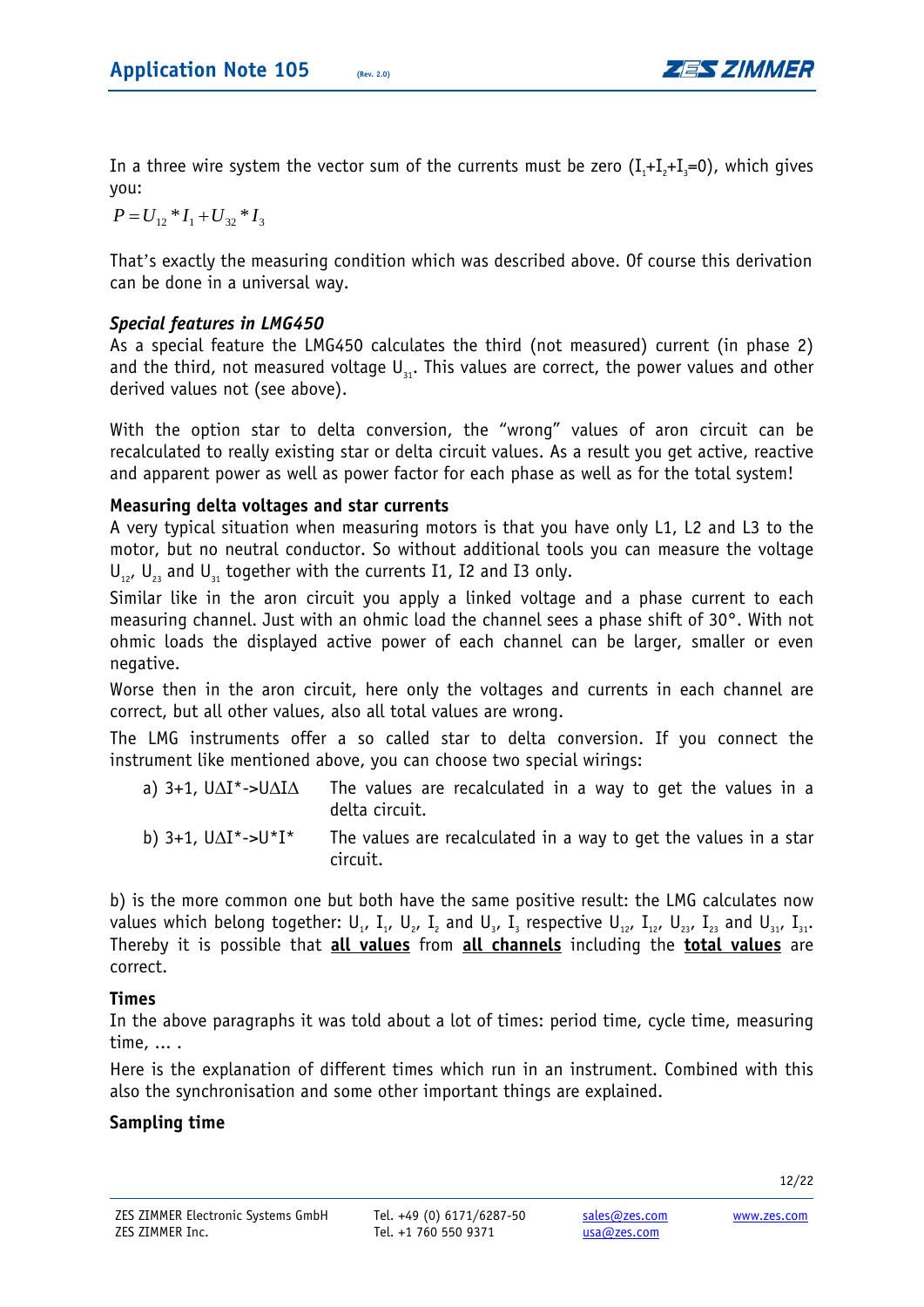In a three wire system the vector sum of the currents must be zero ($I_1+I_2+I_3=0$), which gives you:

$$P = U_{12} * I_1 + U_{32} * I_3$$

That's exactly the measuring condition which was described above. Of course this derivation can be done in a universal way.

### *Special features in LMG450*

As a special feature the LMG450 calculates the third (not measured) current (in phase 2) and the third, not measured voltage $U_{31}$. This values are correct, the power values and other derived values not (see above).

With the option star to delta conversion, the "wrong" values of aron circuit can be recalculated to really existing star or delta circuit values. As a result you get active, reactive and apparent power as well as power factor for each phase as well as for the total system!

### Measuring delta voltages and star currents

A very typical situation when measuring motors is that you have only L1, L2 and L3 to the motor, but no neutral conductor. So without additional tools you can measure the voltage $U_{12}$, $U_{23}$ and $U_{31}$ together with the currents I1, I2 and I3 only.

Similar like in the aron circuit you apply a linked voltage and a phase current to each measuring channel. Just with an ohmic load the channel sees a phase shift of 30°. With not ohmic loads the displayed active power of each channel can be larger, smaller or even negative.

Worse then in the aron circuit, here only the voltages and currents in each channel are correct, but all other values, also all total values are wrong.

The LMG instruments offer a so called star to delta conversion. If you connect the instrument like mentioned above, you can choose two special wirings:

a) 3+1, UΔI*->UΔIΔ   The values are recalculated in a way to get the values in a delta circuit.

b) 3+1, UΔI*->U*I*   The values are recalculated in a way to get the values in a star circuit.

b) is the more common one but both have the same positive result: the LMG calculates now values which belong together: $U_1$, $I_1$, $U_2$, $I_2$ and $U_3$, $I_3$ respective $U_{12}$, $I_{12}$, $U_{23}$, $I_{23}$ and $U_{31}$, $I_{31}$. Thereby it is possible that **<u>all values</u>** from **<u>all channels</u>** including the **<u>total values</u>** are correct.

### Times

In the above paragraphs it was told about a lot of times: period time, cycle time, measuring time, ... .

Here is the explanation of different times which run in an instrument. Combined with this also the synchronisation and some other important things are explained.

### Sampling time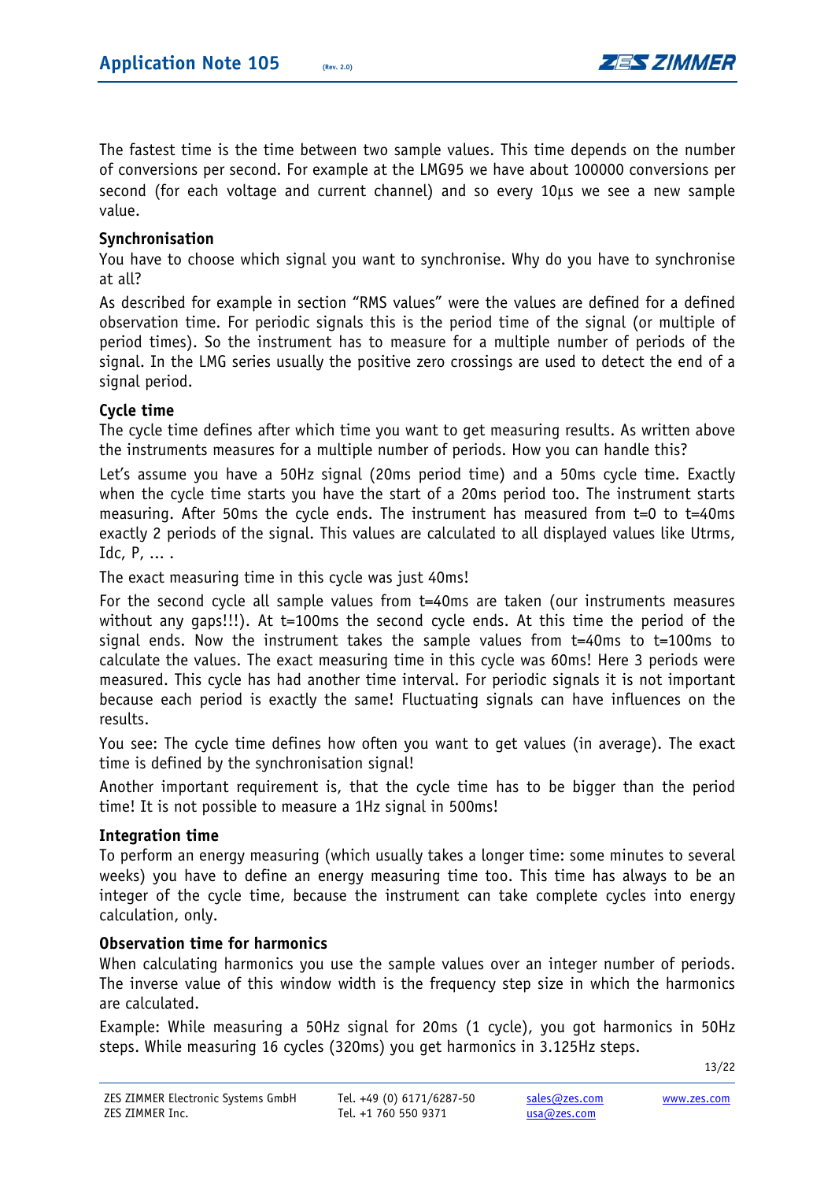The fastest time is the time between two sample values. This time depends on the number of conversions per second. For example at the LMG95 we have about 100000 conversions per second (for each voltage and current channel) and so every 10µs we see a new sample value.

### Synchronisation

You have to choose which signal you want to synchronise. Why do you have to synchronise at all?

As described for example in section "RMS values" were the values are defined for a defined observation time. For periodic signals this is the period time of the signal (or multiple of period times). So the instrument has to measure for a multiple number of periods of the signal. In the LMG series usually the positive zero crossings are used to detect the end of a signal period.

### Cycle time

The cycle time defines after which time you want to get measuring results. As written above the instruments measures for a multiple number of periods. How you can handle this?

Let's assume you have a 50Hz signal (20ms period time) and a 50ms cycle time. Exactly when the cycle time starts you have the start of a 20ms period too. The instrument starts measuring. After 50ms the cycle ends. The instrument has measured from t=0 to t=40ms exactly 2 periods of the signal. This values are calculated to all displayed values like Utrms, Idc, P, ... .

The exact measuring time in this cycle was just 40ms!

For the second cycle all sample values from t=40ms are taken (our instruments measures without any gaps!!!). At t=100ms the second cycle ends. At this time the period of the signal ends. Now the instrument takes the sample values from t=40ms to t=100ms to calculate the values. The exact measuring time in this cycle was 60ms! Here 3 periods were measured. This cycle has had another time interval. For periodic signals it is not important because each period is exactly the same! Fluctuating signals can have influences on the results.

You see: The cycle time defines how often you want to get values (in average). The exact time is defined by the synchronisation signal!

Another important requirement is, that the cycle time has to be bigger than the period time! It is not possible to measure a 1Hz signal in 500ms!

### Integration time

To perform an energy measuring (which usually takes a longer time: some minutes to several weeks) you have to define an energy measuring time too. This time has always to be an integer of the cycle time, because the instrument can take complete cycles into energy calculation, only.

### Observation time for harmonics

When calculating harmonics you use the sample values over an integer number of periods. The inverse value of this window width is the frequency step size in which the harmonics are calculated.

Example: While measuring a 50Hz signal for 20ms (1 cycle), you got harmonics in 50Hz steps. While measuring 16 cycles (320ms) you get harmonics in 3.125Hz steps.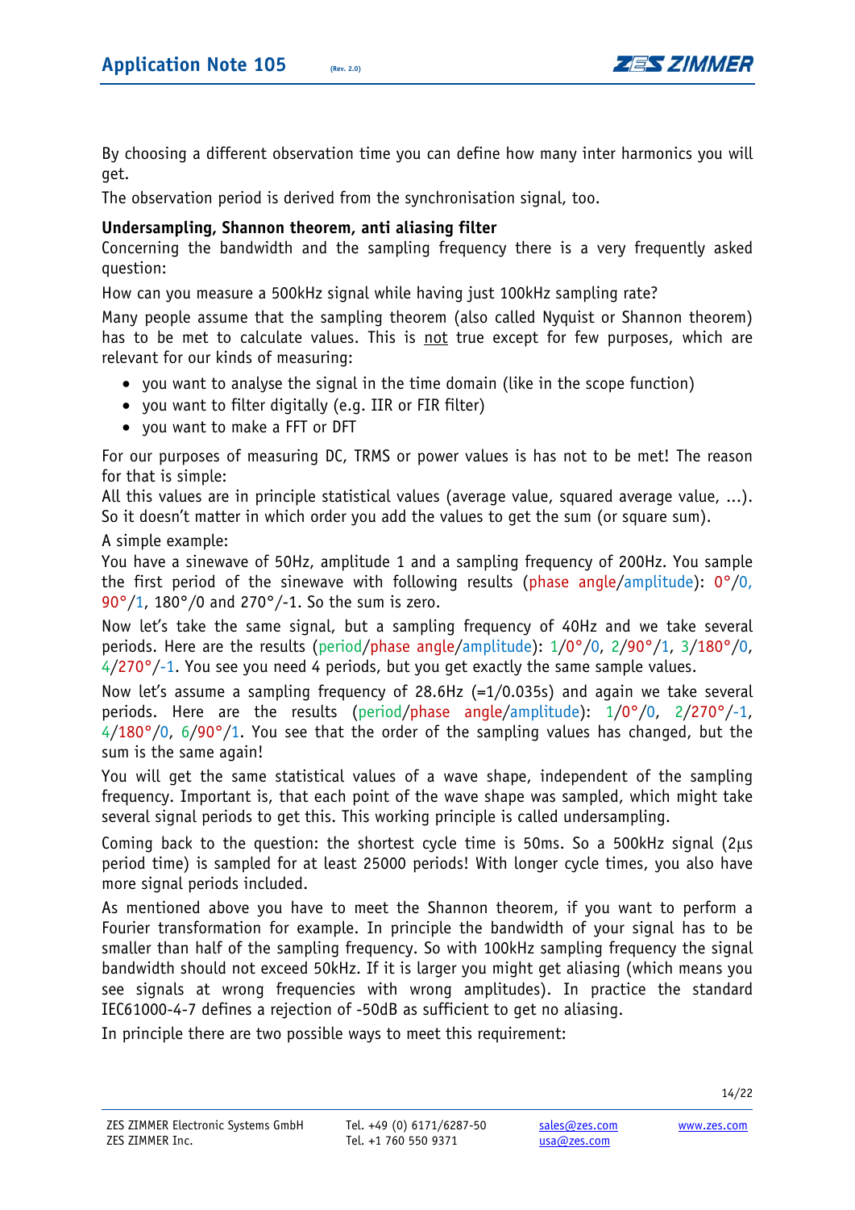By choosing a different observation time you can define how many inter harmonics you will get.

The observation period is derived from the synchronisation signal, too.

**Undersampling, Shannon theorem, anti aliasing filter**

Concerning the bandwidth and the sampling frequency there is a very frequently asked question:

How can you measure a 500kHz signal while having just 100kHz sampling rate?

Many people assume that the sampling theorem (also called Nyquist or Shannon theorem) has to be met to calculate values. This is not true except for few purposes, which are relevant for our kinds of measuring:

- you want to analyse the signal in the time domain (like in the scope function)
- you want to filter digitally (e.g. IIR or FIR filter)
- you want to make a FFT or DFT

For our purposes of measuring DC, TRMS or power values is has not to be met! The reason for that is simple:

All this values are in principle statistical values (average value, squared average value, ...). So it doesn't matter in which order you add the values to get the sum (or square sum).

A simple example:

You have a sinewave of 50Hz, amplitude 1 and a sampling frequency of 200Hz. You sample the first period of the sinewave with following results (phase angle/amplitude): 0°/0, 90°/1, 180°/0 and 270°/-1. So the sum is zero.

Now let's take the same signal, but a sampling frequency of 40Hz and we take several periods. Here are the results (period/phase angle/amplitude): 1/0°/0, 2/90°/1, 3/180°/0, 4/270°/-1. You see you need 4 periods, but you get exactly the same sample values.

Now let's assume a sampling frequency of 28.6Hz (=1/0.035s) and again we take several periods. Here are the results (period/phase angle/amplitude): 1/0°/0, 2/270°/-1, 4/180°/0, 6/90°/1. You see that the order of the sampling values has changed, but the sum is the same again!

You will get the same statistical values of a wave shape, independent of the sampling frequency. Important is, that each point of the wave shape was sampled, which might take several signal periods to get this. This working principle is called undersampling.

Coming back to the question: the shortest cycle time is 50ms. So a 500kHz signal (2µs period time) is sampled for at least 25000 periods! With longer cycle times, you also have more signal periods included.

As mentioned above you have to meet the Shannon theorem, if you want to perform a Fourier transformation for example. In principle the bandwidth of your signal has to be smaller than half of the sampling frequency. So with 100kHz sampling frequency the signal bandwidth should not exceed 50kHz. If it is larger you might get aliasing (which means you see signals at wrong frequencies with wrong amplitudes). In practice the standard IEC61000-4-7 defines a rejection of -50dB as sufficient to get no aliasing.

In principle there are two possible ways to meet this requirement: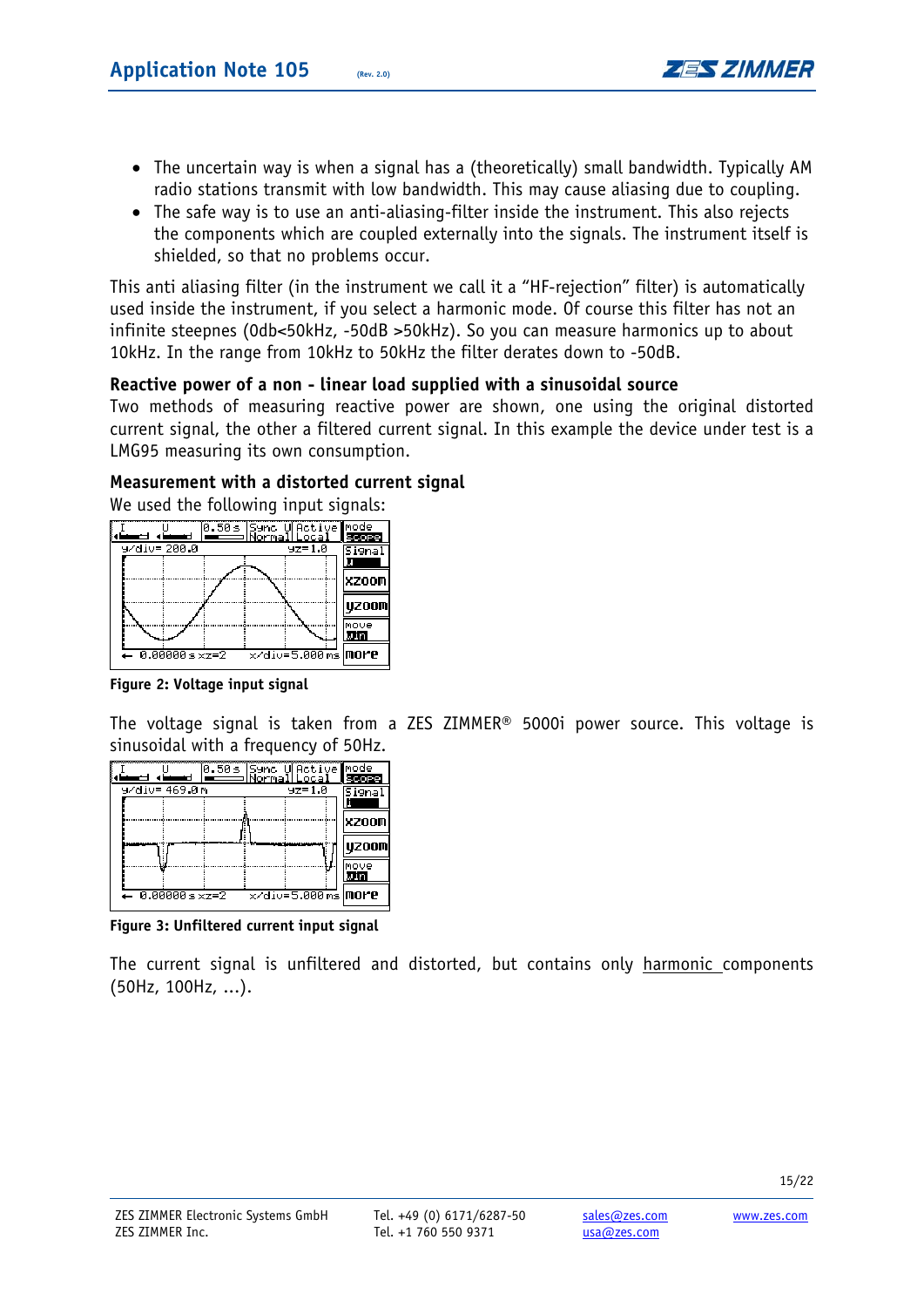- The uncertain way is when a signal has a (theoretically) small bandwidth. Typically AM radio stations transmit with low bandwidth. This may cause aliasing due to coupling.
- The safe way is to use an anti-aliasing-filter inside the instrument. This also rejects the components which are coupled externally into the signals. The instrument itself is shielded, so that no problems occur.

This anti aliasing filter (in the instrument we call it a “HF-rejection” filter) is automatically used inside the instrument, if you select a harmonic mode. Of course this filter has not an infinite steepnes (0db<50kHz, -50dB >50kHz). So you can measure harmonics up to about 10kHz. In the range from 10kHz to 50kHz the filter derates down to -50dB.

### Reactive power of a non - linear load supplied with a sinusoidal source

Two methods of measuring reactive power are shown, one using the original distorted current signal, the other a filtered current signal. In this example the device under test is a LMG95 measuring its own consumption.

### Measurement with a distorted current signal

We used the following input signals:

**Figure 2: Voltage input signal**

The voltage signal is taken from a ZES ZIMMER® 5000i power source. This voltage is sinusoidal with a frequency of 50Hz.

**Figure 3: Unfiltered current input signal**

The current signal is unfiltered and distorted, but contains only harmonic components (50Hz, 100Hz, ...).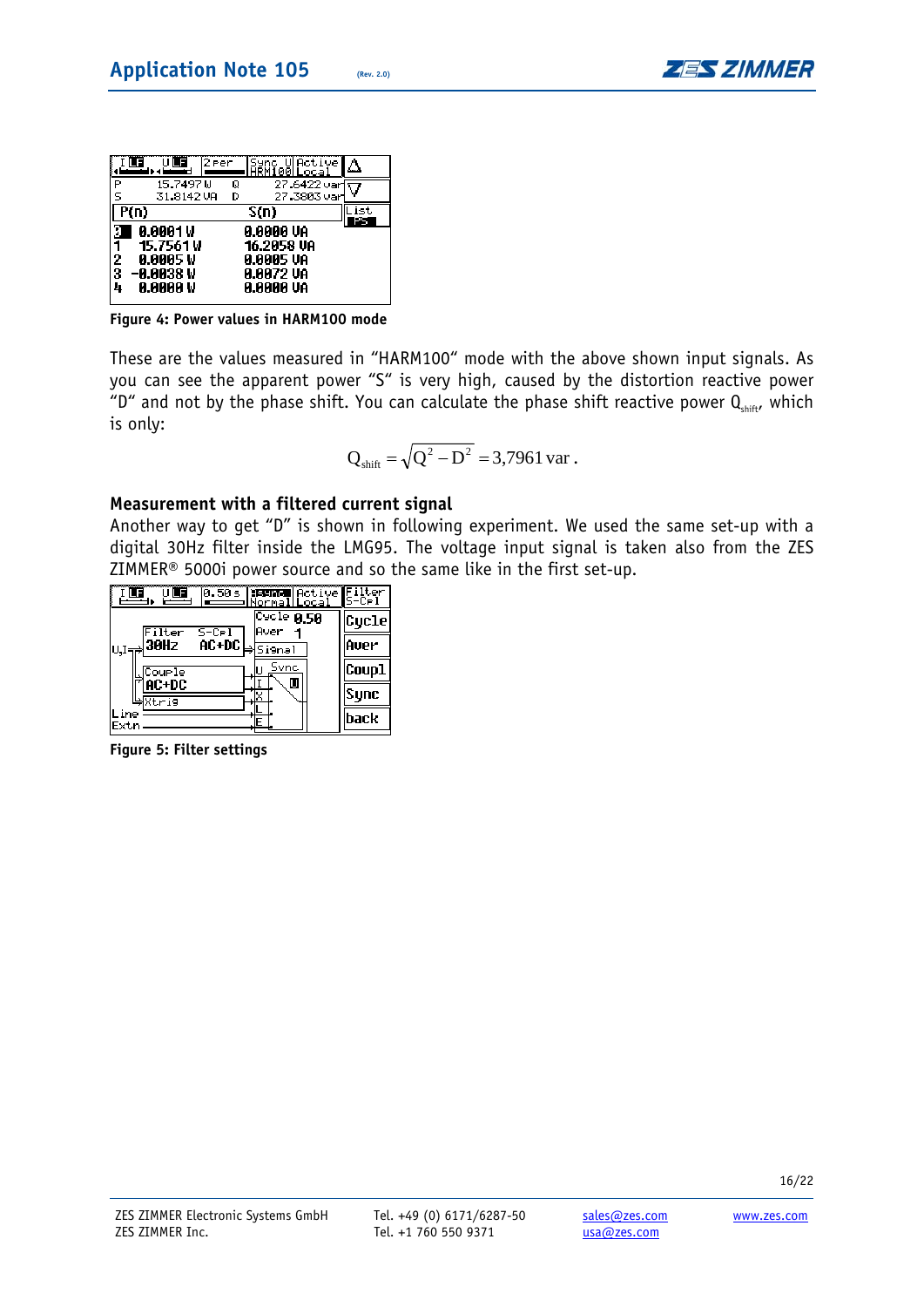Figure 4: Power values in HARM100 mode

These are the values measured in "HARM100" mode with the above shown input signals. As you can see the apparent power "S" is very high, caused by the distortion reactive power "D" and not by the phase shift. You can calculate the phase shift reactive power $Q_{shift}$, which is only:

$$Q_{shift} = \sqrt{Q^2 - D^2} = 3{,}7961\,\text{var}\,.$$

## Measurement with a filtered current signal

Another way to get "D" is shown in following experiment. We used the same set-up with a digital 30Hz filter inside the LMG95. The voltage input signal is taken also from the ZES ZIMMER® 5000i power source and so the same like in the first set-up.

Figure 5: Filter settings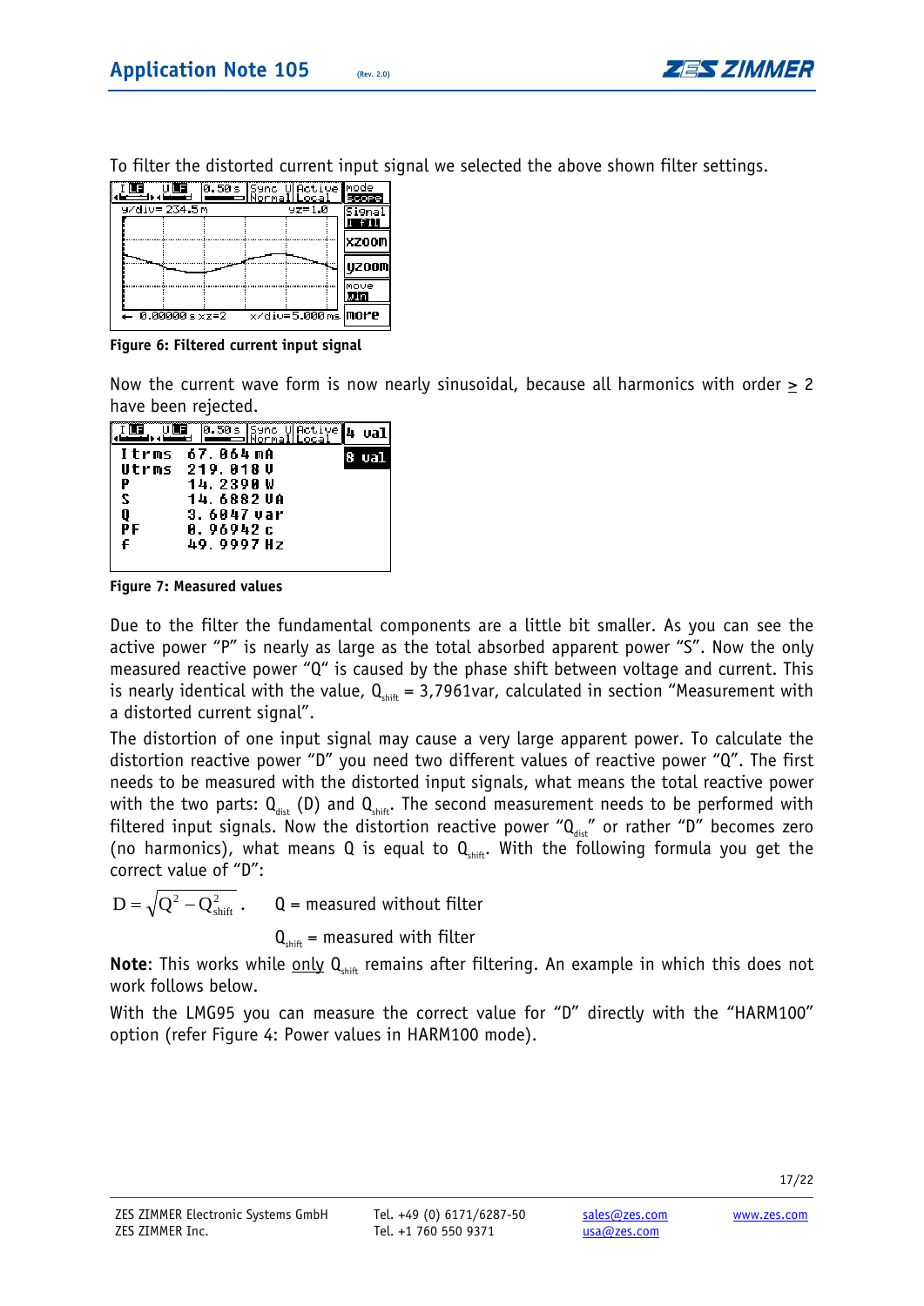To filter the distorted current input signal we selected the above shown filter settings.

**Figure 6: Filtered current input signal**

Now the current wave form is now nearly sinusoidal, because all harmonics with order $\geq$ 2 have been rejected.

**Figure 7: Measured values**

Due to the filter the fundamental components are a little bit smaller. As you can see the active power "P" is nearly as large as the total absorbed apparent power "S". Now the only measured reactive power "Q" is caused by the phase shift between voltage and current. This is nearly identical with the value, $Q_{shift}$ = 3,7961var, calculated in section "Measurement with a distorted current signal".

The distortion of one input signal may cause a very large apparent power. To calculate the distortion reactive power "D" you need two different values of reactive power "Q". The first needs to be measured with the distorted input signals, what means the total reactive power with the two parts: $Q_{dist}$ (D) and $Q_{shift}$. The second measurement needs to be performed with filtered input signals. Now the distortion reactive power "$Q_{dist}$" or rather "D" becomes zero (no harmonics), what means Q is equal to $Q_{shift}$. With the following formula you get the correct value of "D":

$$D = \sqrt{Q^2 - Q_{shift}^2} \, .$$

Q = measured without filter

$Q_{shift}$ = measured with filter

**Note**: This works while <u>only</u> $Q_{shift}$ remains after filtering. An example in which this does not work follows below.

With the LMG95 you can measure the correct value for "D" directly with the "HARM100" option (refer Figure 4: Power values in HARM100 mode).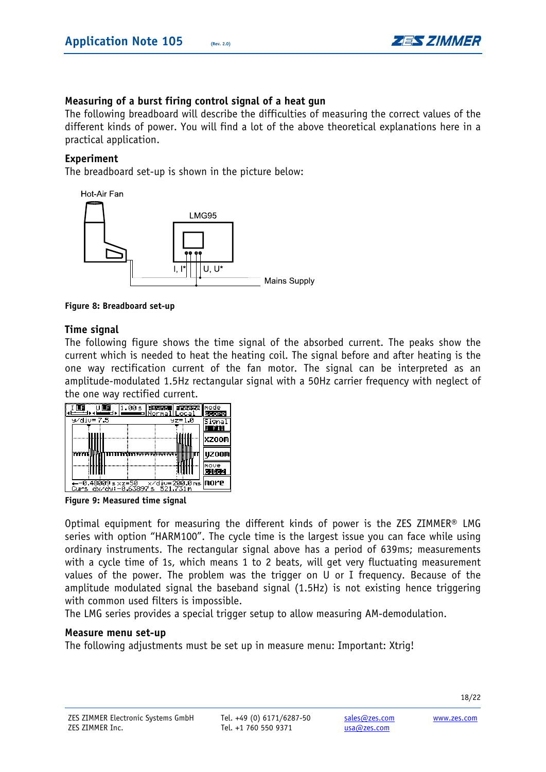### Measuring of a burst firing control signal of a heat gun

The following breadboard will describe the difficulties of measuring the correct values of the different kinds of power. You will find a lot of the above theoretical explanations here in a practical application.

### Experiment

The breadboard set-up is shown in the picture below:

**Figure 8: Breadboard set-up**

### Time signal

The following figure shows the time signal of the absorbed current. The peaks show the current which is needed to heat the heating coil. The signal before and after heating is the one way rectification current of the fan motor. The signal can be interpreted as an amplitude-modulated 1.5Hz rectangular signal with a 50Hz carrier frequency with neglect of the one way rectified current.

**Figure 9: Measured time signal**

Optimal equipment for measuring the different kinds of power is the ZES ZIMMER® LMG series with option "HARM100". The cycle time is the largest issue you can face while using ordinary instruments. The rectangular signal above has a period of 639ms; measurements with a cycle time of 1s, which means 1 to 2 beats, will get very fluctuating measurement values of the power. The problem was the trigger on U or I frequency. Because of the amplitude modulated signal the baseband signal (1.5Hz) is not existing hence triggering with common used filters is impossible.

The LMG series provides a special trigger setup to allow measuring AM-demodulation.

### Measure menu set-up

The following adjustments must be set up in measure menu: Important: Xtrig!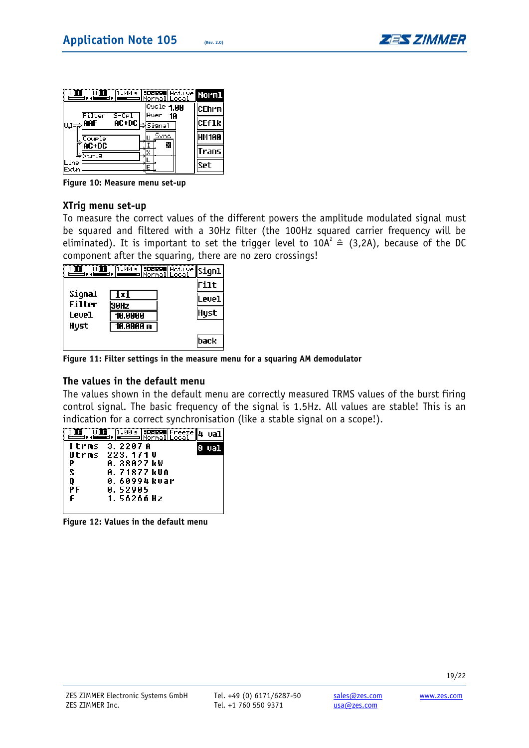Figure 10: Measure menu set-up

### XTrig menu set-up

To measure the correct values of the different powers the amplitude modulated signal must be squared and filtered with a 30Hz filter (the 100Hz squared carrier frequency will be eliminated). It is important to set the trigger level to $10A^2 \triangleq (3{,}2A)$, because of the DC component after the squaring, there are no zero crossings!

Figure 11: Filter settings in the measure menu for a squaring AM demodulator

### The values in the default menu

The values shown in the default menu are correctly measured TRMS values of the burst firing control signal. The basic frequency of the signal is 1.5Hz. All values are stable! This is an indication for a correct synchronisation (like a stable signal on a scope!).

Figure 12: Values in the default menu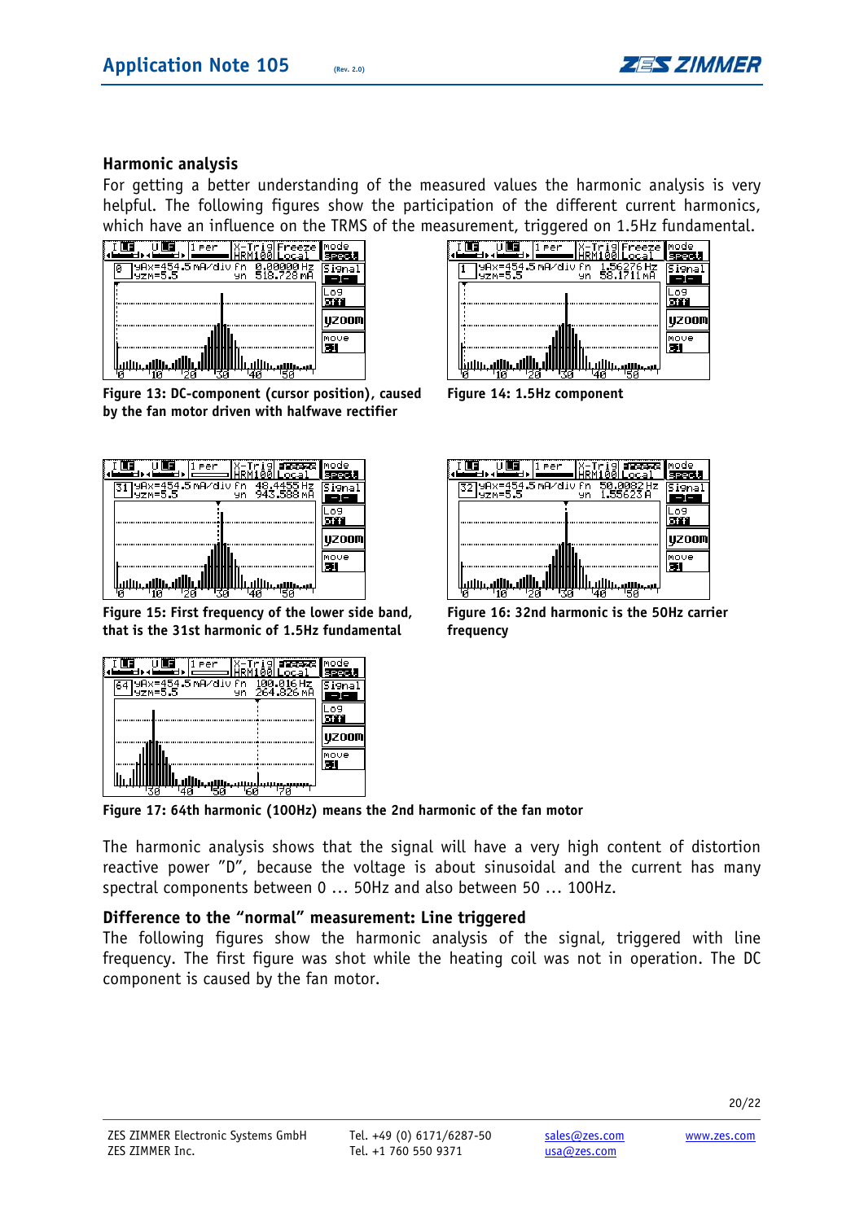## Harmonic analysis

For getting a better understanding of the measured values the harmonic analysis is very helpful. The following figures show the participation of the different current harmonics, which have an influence on the TRMS of the measurement, triggered on 1.5Hz fundamental.

**Figure 13: DC-component (cursor position), caused by the fan motor driven with halfwave rectifier**

**Figure 14: 1.5Hz component**

**Figure 15: First frequency of the lower side band, that is the 31st harmonic of 1.5Hz fundamental**

**Figure 16: 32nd harmonic is the 50Hz carrier frequency**

**Figure 17: 64th harmonic (100Hz) means the 2nd harmonic of the fan motor**

The harmonic analysis shows that the signal will have a very high content of distortion reactive power "D", because the voltage is about sinusoidal and the current has many spectral components between 0 … 50Hz and also between 50 … 100Hz.

## Difference to the "normal" measurement: Line triggered

The following figures show the harmonic analysis of the signal, triggered with line frequency. The first figure was shot while the heating coil was not in operation. The DC component is caused by the fan motor.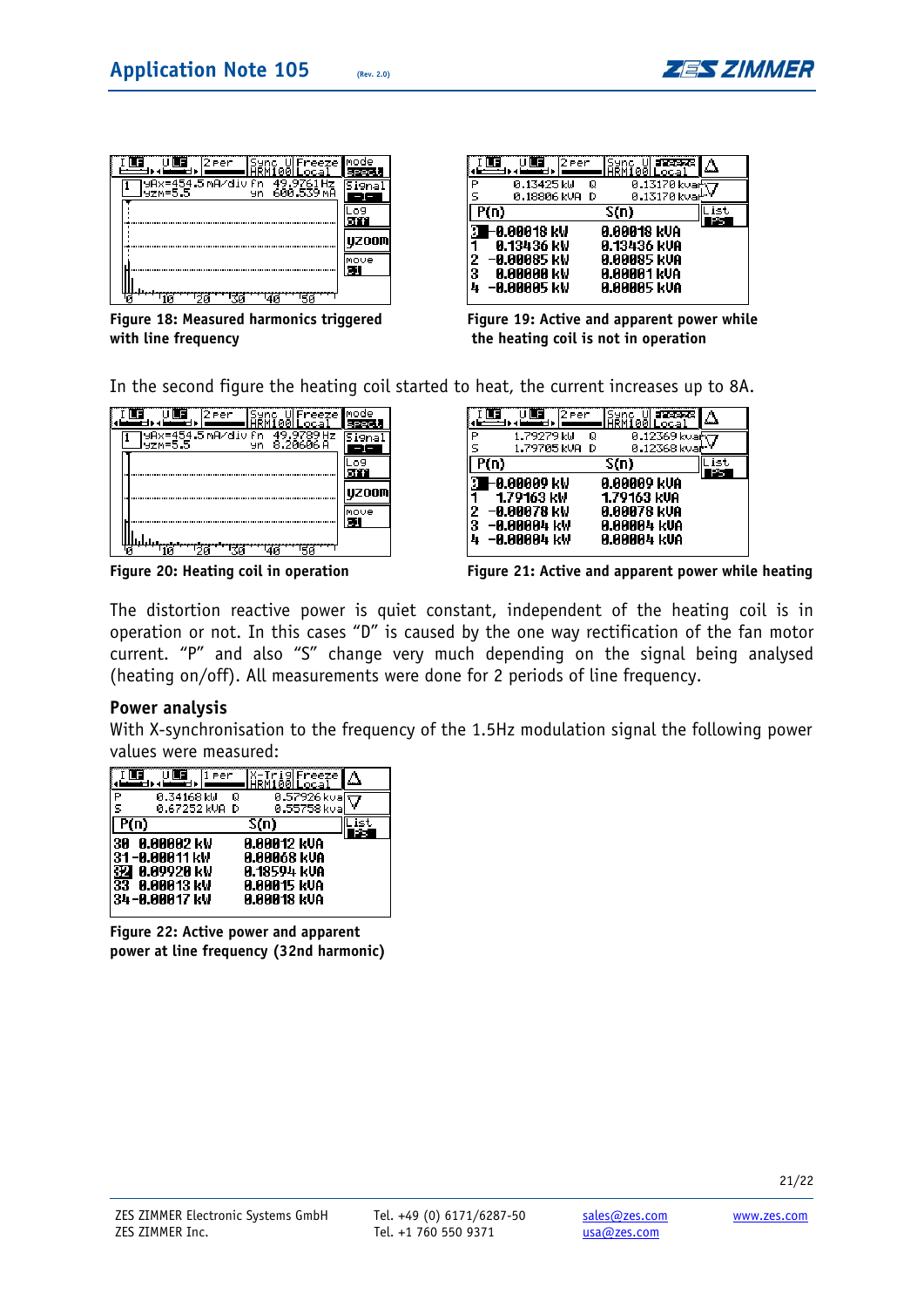Figure 18: Measured harmonics triggered with line frequency

Figure 19: Active and apparent power while the heating coil is not in operation

In the second figure the heating coil started to heat, the current increases up to 8A.

Figure 20: Heating coil in operation

Figure 21: Active and apparent power while heating

The distortion reactive power is quiet constant, independent of the heating coil is in operation or not. In this cases “D” is caused by the one way rectification of the fan motor current. “P” and also “S” change very much depending on the signal being analysed (heating on/off). All measurements were done for 2 periods of line frequency.

## Power analysis

With X-synchronisation to the frequency of the 1.5Hz modulation signal the following power values were measured:

Figure 22: Active power and apparent power at line frequency (32nd harmonic)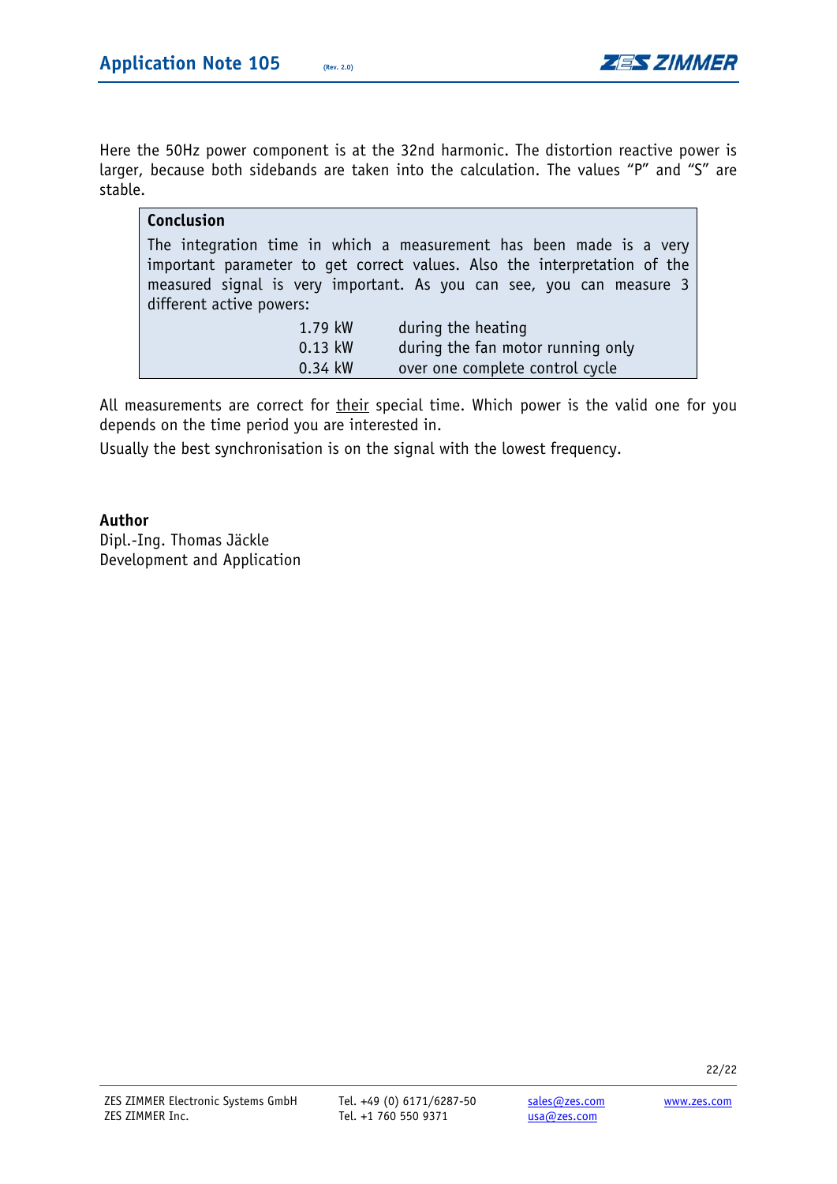Here the 50Hz power component is at the 32nd harmonic. The distortion reactive power is larger, because both sidebands are taken into the calculation. The values "P" and "S" are stable.

**Conclusion**

The integration time in which a measurement has been made is a very important parameter to get correct values. Also the interpretation of the measured signal is very important. As you can see, you can measure 3 different active powers:

| | |
|---|---|
| 1.79 kW | during the heating |
| 0.13 kW | during the fan motor running only |
| 0.34 kW | over one complete control cycle |

All measurements are correct for <u>their</u> special time. Which power is the valid one for you depends on the time period you are interested in.

Usually the best synchronisation is on the signal with the lowest frequency.

**Author**

Dipl.-Ing. Thomas Jäckle
Development and Application